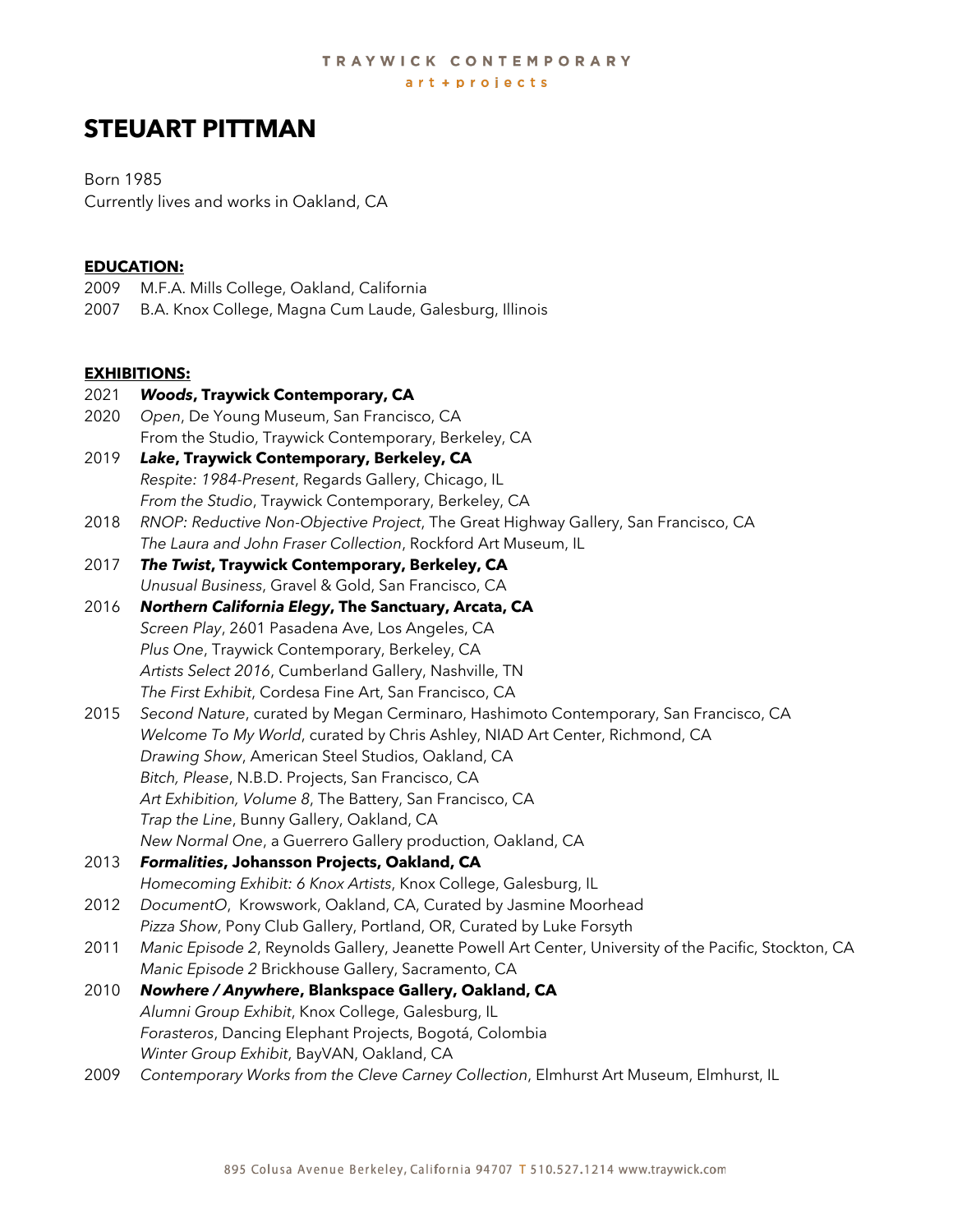TRAYWICK CONTEMPORARY
art + projects

# STEUART PITTMAN

Born 1985
Currently lives and works in Oakland, CA

## EDUCATION:

2009 M.F.A. Mills College, Oakland, California
2007 B.A. Knox College, Magna Cum Laude, Galesburg, Illinois

## EXHIBITIONS:

2021 ***Woods*, Traywick Contemporary, CA**

2020 *Open*, De Young Museum, San Francisco, CA
From the Studio, Traywick Contemporary, Berkeley, CA

2019 ***Lake*, Traywick Contemporary, Berkeley, CA**
*Respite: 1984-Present*, Regards Gallery, Chicago, IL
*From the Studio*, Traywick Contemporary, Berkeley, CA

2018 *RNOP: Reductive Non-Objective Project*, The Great Highway Gallery, San Francisco, CA
*The Laura and John Fraser Collection*, Rockford Art Museum, IL

2017 ***The Twist*, Traywick Contemporary, Berkeley, CA**
*Unusual Business*, Gravel & Gold, San Francisco, CA

2016 ***Northern California Elegy*, The Sanctuary, Arcata, CA**
*Screen Play*, 2601 Pasadena Ave, Los Angeles, CA
*Plus One*, Traywick Contemporary, Berkeley, CA
*Artists Select 2016*, Cumberland Gallery, Nashville, TN
*The First Exhibit*, Cordesa Fine Art, San Francisco, CA

2015 *Second Nature*, curated by Megan Cerminaro, Hashimoto Contemporary, San Francisco, CA
*Welcome To My World*, curated by Chris Ashley, NIAD Art Center, Richmond, CA
*Drawing Show*, American Steel Studios, Oakland, CA
*Bitch, Please*, N.B.D. Projects, San Francisco, CA
*Art Exhibition, Volume 8*, The Battery, San Francisco, CA
*Trap the Line*, Bunny Gallery, Oakland, CA
*New Normal One*, a Guerrero Gallery production, Oakland, CA

2013 ***Formalities*, Johansson Projects, Oakland, CA**
*Homecoming Exhibit: 6 Knox Artists*, Knox College, Galesburg, IL

2012 *DocumentO*, Krowswork, Oakland, CA, Curated by Jasmine Moorhead
*Pizza Show*, Pony Club Gallery, Portland, OR, Curated by Luke Forsyth

2011 *Manic Episode 2*, Reynolds Gallery, Jeanette Powell Art Center, University of the Pacific, Stockton, CA
*Manic Episode 2* Brickhouse Gallery, Sacramento, CA

2010 ***Nowhere / Anywhere*, Blankspace Gallery, Oakland, CA**
*Alumni Group Exhibit*, Knox College, Galesburg, IL
*Forasteros*, Dancing Elephant Projects, Bogotá, Colombia
*Winter Group Exhibit*, BayVAN, Oakland, CA

2009 *Contemporary Works from the Cleve Carney Collection*, Elmhurst Art Museum, Elmhurst, IL

895 Colusa Avenue Berkeley, California 94707 T 510.527.1214 www.traywick.com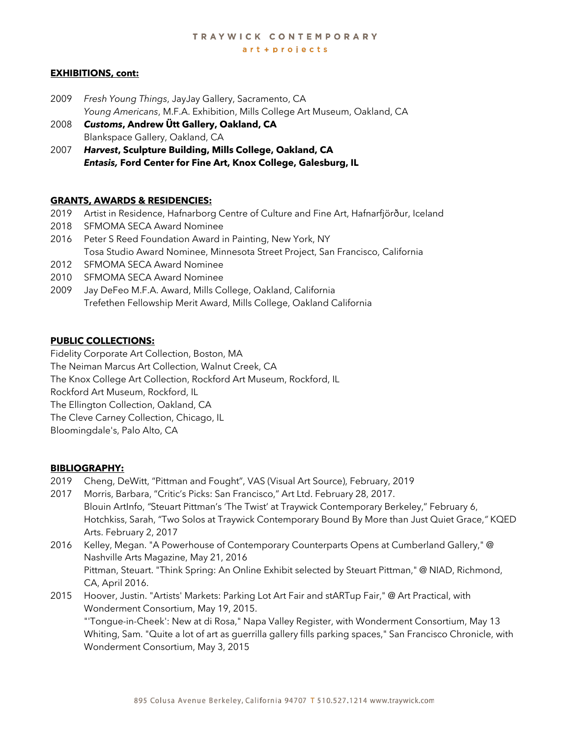**EXHIBITIONS, cont:**

2009 *Fresh Young Things*, JayJay Gallery, Sacramento, CA
*Young Americans*, M.F.A. Exhibition, Mills College Art Museum, Oakland, CA

2008 ***Customs*, Andrew Ütt Gallery, Oakland, CA**
Blankspace Gallery, Oakland, CA

2007 ***Harvest*, Sculpture Building, Mills College, Oakland, CA**
***Entasis,* Ford Center for Fine Art, Knox College, Galesburg, IL**

**GRANTS, AWARDS & RESIDENCIES:**

2019 Artist in Residence, Hafnarborg Centre of Culture and Fine Art, Hafnarfjörður, Iceland

2018 SFMOMA SECA Award Nominee

2016 Peter S Reed Foundation Award in Painting, New York, NY
Tosa Studio Award Nominee, Minnesota Street Project, San Francisco, California

2012 SFMOMA SECA Award Nominee

2010 SFMOMA SECA Award Nominee

2009 Jay DeFeo M.F.A. Award, Mills College, Oakland, California
Trefethen Fellowship Merit Award, Mills College, Oakland California

**PUBLIC COLLECTIONS:**

Fidelity Corporate Art Collection, Boston, MA
The Neiman Marcus Art Collection, Walnut Creek, CA
The Knox College Art Collection, Rockford Art Museum, Rockford, IL
Rockford Art Museum, Rockford, IL
The Ellington Collection, Oakland, CA
The Cleve Carney Collection, Chicago, IL
Bloomingdale's, Palo Alto, CA

**BIBLIOGRAPHY:**

2019 Cheng, DeWitt, "Pittman and Fought", VAS (Visual Art Source), February, 2019

2017 Morris, Barbara, "Critic's Picks: San Francisco," Art Ltd. February 28, 2017.
Blouin ArtInfo, "Steuart Pittman's 'The Twist' at Traywick Contemporary Berkeley," February 6,
Hotchkiss, Sarah, "Two Solos at Traywick Contemporary Bound By More than Just Quiet Grace," KQED Arts. February 2, 2017

2016 Kelley, Megan. "A Powerhouse of Contemporary Counterparts Opens at Cumberland Gallery," @ Nashville Arts Magazine, May 21, 2016
Pittman, Steuart. "Think Spring: An Online Exhibit selected by Steuart Pittman," @ NIAD, Richmond, CA, April 2016.

2015 Hoover, Justin. "Artists' Markets: Parking Lot Art Fair and stARTup Fair," @ Art Practical, with Wonderment Consortium, May 19, 2015.
"'Tongue-in-Cheek': New at di Rosa," Napa Valley Register, with Wonderment Consortium, May 13
Whiting, Sam. "Quite a lot of art as guerrilla gallery fills parking spaces," San Francisco Chronicle, with Wonderment Consortium, May 3, 2015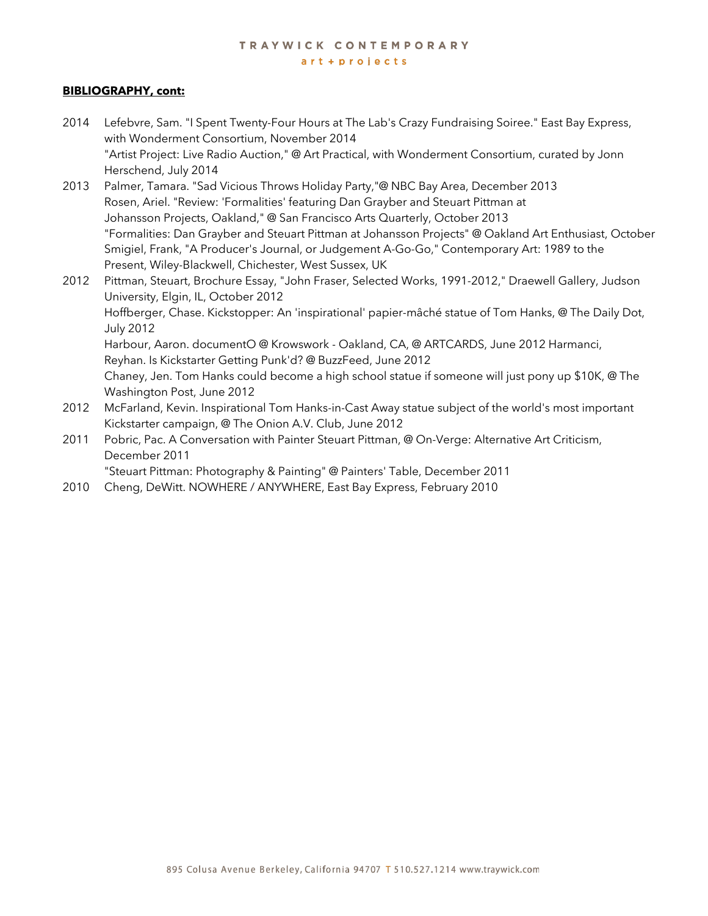**BIBLIOGRAPHY, cont:**

2014 Lefebvre, Sam. "I Spent Twenty-Four Hours at The Lab's Crazy Fundraising Soiree." East Bay Express, with Wonderment Consortium, November 2014
"Artist Project: Live Radio Auction," @ Art Practical, with Wonderment Consortium, curated by Jonn Herschend, July 2014

2013 Palmer, Tamara. "Sad Vicious Throws Holiday Party,"@ NBC Bay Area, December 2013
Rosen, Ariel. "Review: 'Formalities' featuring Dan Grayber and Steuart Pittman at Johansson Projects, Oakland," @ San Francisco Arts Quarterly, October 2013
"Formalities: Dan Grayber and Steuart Pittman at Johansson Projects" @ Oakland Art Enthusiast, October
Smigiel, Frank, "A Producer's Journal, or Judgement A-Go-Go," Contemporary Art: 1989 to the Present, Wiley-Blackwell, Chichester, West Sussex, UK

2012 Pittman, Steuart, Brochure Essay, "John Fraser, Selected Works, 1991-2012," Draewell Gallery, Judson University, Elgin, IL, October 2012
Hoffberger, Chase. Kickstopper: An 'inspirational' papier-mâché statue of Tom Hanks, @ The Daily Dot, July 2012
Harbour, Aaron. documentO @ Krowswork - Oakland, CA, @ ARTCARDS, June 2012 Harmanci, Reyhan. Is Kickstarter Getting Punk'd? @ BuzzFeed, June 2012
Chaney, Jen. Tom Hanks could become a high school statue if someone will just pony up $10K, @ The Washington Post, June 2012

2012 McFarland, Kevin. Inspirational Tom Hanks-in-Cast Away statue subject of the world's most important Kickstarter campaign, @ The Onion A.V. Club, June 2012

2011 Pobric, Pac. A Conversation with Painter Steuart Pittman, @ On-Verge: Alternative Art Criticism, December 2011
"Steuart Pittman: Photography & Painting" @ Painters' Table, December 2011

2010 Cheng, DeWitt. NOWHERE / ANYWHERE, East Bay Express, February 2010